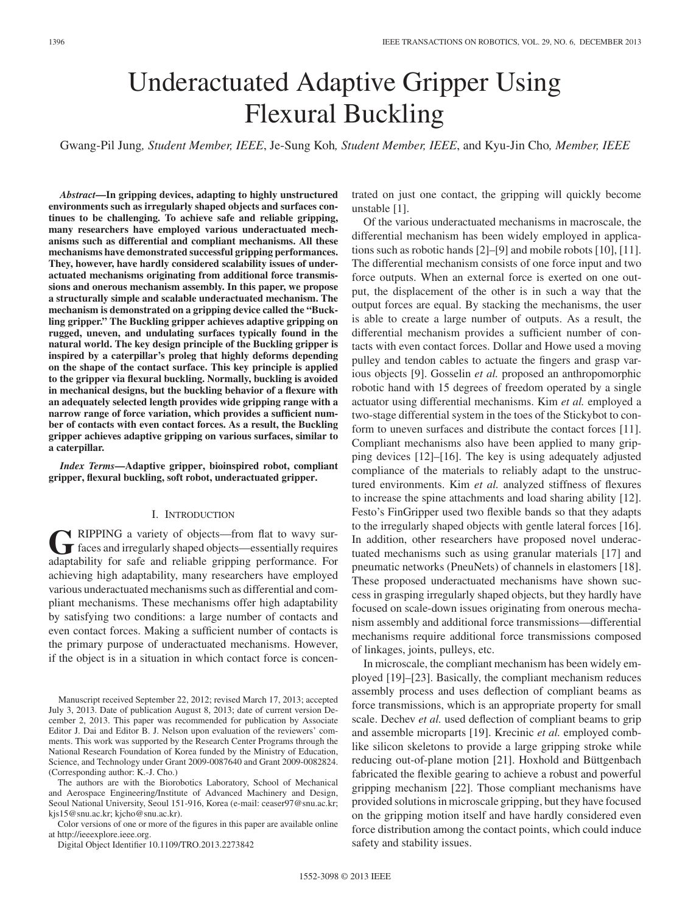# Underactuated Adaptive Gripper Using Flexural Buckling

Gwang-Pil Jung, *Student Member, IEEE*, Je-Sung Koh, *Student Member, IEEE*, and Kyu-Jin Cho, *Member, IEEE*

***Abstract*—In gripping devices, adapting to highly unstructured environments such as irregularly shaped objects and surfaces continues to be challenging. To achieve safe and reliable gripping, many researchers have employed various underactuated mechanisms such as differential and compliant mechanisms. All these mechanisms have demonstrated successful gripping performances. They, however, have hardly considered scalability issues of underactuated mechanisms originating from additional force transmissions and onerous mechanism assembly. In this paper, we propose a structurally simple and scalable underactuated mechanism. The mechanism is demonstrated on a gripping device called the "Buckling gripper." The Buckling gripper achieves adaptive gripping on rugged, uneven, and undulating surfaces typically found in the natural world. The key design principle of the Buckling gripper is inspired by a caterpillar's proleg that highly deforms depending on the shape of the contact surface. This key principle is applied to the gripper via flexural buckling. Normally, buckling is avoided in mechanical designs, but the buckling behavior of a flexure with an adequately selected length provides wide gripping range with a narrow range of force variation, which provides a sufficient number of contacts with even contact forces. As a result, the Buckling gripper achieves adaptive gripping on various surfaces, similar to a caterpillar.**

***Index Terms*—Adaptive gripper, bioinspired robot, compliant gripper, flexural buckling, soft robot, underactuated gripper.**

## I. Introduction

Gripping a variety of objects—from flat to wavy surfaces and irregularly shaped objects—essentially requires adaptability for safe and reliable gripping performance. For achieving high adaptability, many researchers have employed various underactuated mechanisms such as differential and compliant mechanisms. These mechanisms offer high adaptability by satisfying two conditions: a large number of contacts and even contact forces. Making a sufficient number of contacts is the primary purpose of underactuated mechanisms. However, if the object is in a situation in which contact force is concentrated on just one contact, the gripping will quickly become unstable [1].

Of the various underactuated mechanisms in macroscale, the differential mechanism has been widely employed in applications such as robotic hands [2]–[9] and mobile robots [10], [11]. The differential mechanism consists of one force input and two force outputs. When an external force is exerted on one output, the displacement of the other is in such a way that the output forces are equal. By stacking the mechanisms, the user is able to create a large number of outputs. As a result, the differential mechanism provides a sufficient number of contacts with even contact forces. Dollar and Howe used a moving pulley and tendon cables to actuate the fingers and grasp various objects [9]. Gosselin *et al.* proposed an anthropomorphic robotic hand with 15 degrees of freedom operated by a single actuator using differential mechanisms. Kim *et al.* employed a two-stage differential system in the toes of the Stickybot to conform to uneven surfaces and distribute the contact forces [11]. Compliant mechanisms also have been applied to many gripping devices [12]–[16]. The key is using adequately adjusted compliance of the materials to reliably adapt to the unstructured environments. Kim *et al.* analyzed stiffness of flexures to increase the spine attachments and load sharing ability [12]. Festo's FinGripper used two flexible bands so that they adapts to the irregularly shaped objects with gentle lateral forces [16]. In addition, other researchers have proposed novel underactuated mechanisms such as using granular materials [17] and pneumatic networks (PneuNets) of channels in elastomers [18]. These proposed underactuated mechanisms have shown success in grasping irregularly shaped objects, but they hardly have focused on scale-down issues originating from onerous mechanism assembly and additional force transmissions—differential mechanisms require additional force transmissions composed of linkages, joints, pulleys, etc.

In microscale, the compliant mechanism has been widely employed [19]–[23]. Basically, the compliant mechanism reduces assembly process and uses deflection of compliant beams as force transmissions, which is an appropriate property for small scale. Dechev *et al.* used deflection of compliant beams to grip and assemble microparts [19]. Krecinic *et al.* employed comb-like silicon skeletons to provide a large gripping stroke while reducing out-of-plane motion [21]. Hoxhold and Büttgenbach fabricated the flexible gearing to achieve a robust and powerful gripping mechanism [22]. Those compliant mechanisms have provided solutions in microscale gripping, but they have focused on the gripping motion itself and have hardly considered even force distribution among the contact points, which could induce safety and stability issues.

Manuscript received September 22, 2012; revised March 17, 2013; accepted July 3, 2013. Date of publication August 8, 2013; date of current version December 2, 2013. This paper was recommended for publication by Associate Editor J. Dai and Editor B. J. Nelson upon evaluation of the reviewers' comments. This work was supported by the Research Center Programs through the National Research Foundation of Korea funded by the Ministry of Education, Science, and Technology under Grant 2009-0087640 and Grant 2009-0082824. (Corresponding author: K.-J. Cho.)

The authors are with the Biorobotics Laboratory, School of Mechanical and Aerospace Engineering/Institute of Advanced Machinery and Design, Seoul National University, Seoul 151-916, Korea (e-mail: ceaser97@snu.ac.kr; kjs15@snu.ac.kr; kjcho@snu.ac.kr).

Color versions of one or more of the figures in this paper are available online at http://ieeexplore.ieee.org.

Digital Object Identifier 10.1109/TRO.2013.2273842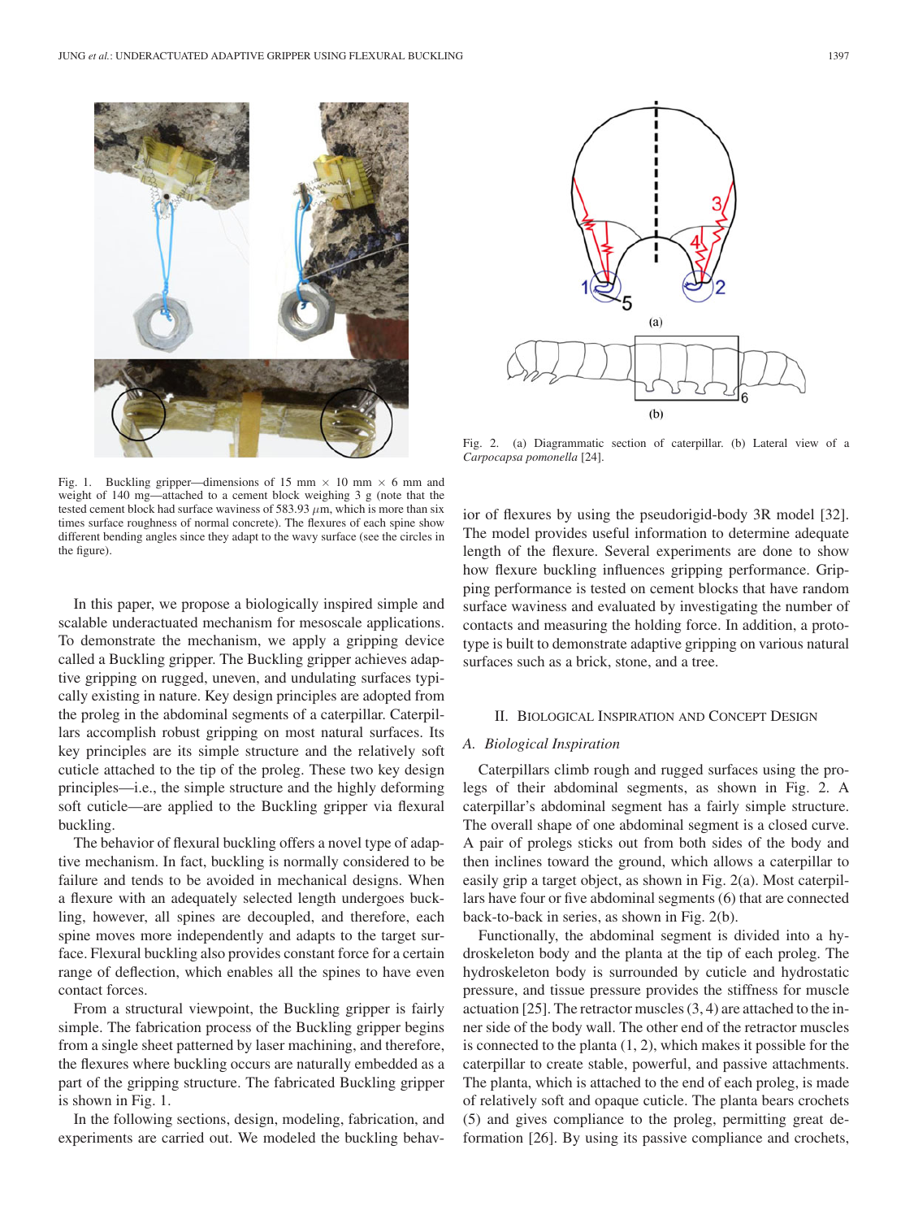Fig. 1. Buckling gripper—dimensions of 15 mm × 10 mm × 6 mm and weight of 140 mg—attached to a cement block weighing 3 g (note that the tested cement block had surface waviness of 583.93 $\mu$m, which is more than six times surface roughness of normal concrete). The flexures of each spine show different bending angles since they adapt to the wavy surface (see the circles in the figure).

In this paper, we propose a biologically inspired simple and scalable underactuated mechanism for mesoscale applications. To demonstrate the mechanism, we apply a gripping device called a Buckling gripper. The Buckling gripper achieves adaptive gripping on rugged, uneven, and undulating surfaces typically existing in nature. Key design principles are adopted from the proleg in the abdominal segments of a caterpillar. Caterpillars accomplish robust gripping on most natural surfaces. Its key principles are its simple structure and the relatively soft cuticle attached to the tip of the proleg. These two key design principles—i.e., the simple structure and the highly deforming soft cuticle—are applied to the Buckling gripper via flexural buckling.

The behavior of flexural buckling offers a novel type of adaptive mechanism. In fact, buckling is normally considered to be failure and tends to be avoided in mechanical designs. When a flexure with an adequately selected length undergoes buckling, however, all spines are decoupled, and therefore, each spine moves more independently and adapts to the target surface. Flexural buckling also provides constant force for a certain range of deflection, which enables all the spines to have even contact forces.

From a structural viewpoint, the Buckling gripper is fairly simple. The fabrication process of the Buckling gripper begins from a single sheet patterned by laser machining, and therefore, the flexures where buckling occurs are naturally embedded as a part of the gripping structure. The fabricated Buckling gripper is shown in Fig. 1.

In the following sections, design, modeling, fabrication, and experiments are carried out. We modeled the buckling behavior of flexures by using the pseudorigid-body 3R model [32]. The model provides useful information to determine adequate length of the flexure. Several experiments are done to show how flexure buckling influences gripping performance. Gripping performance is tested on cement blocks that have random surface waviness and evaluated by investigating the number of contacts and measuring the holding force. In addition, a prototype is built to demonstrate adaptive gripping on various natural surfaces such as a brick, stone, and a tree.

Fig. 2. (a) Diagrammatic section of caterpillar. (b) Lateral view of a *Carpocapsa pomonella* [24].

## II. Biological Inspiration and Concept Design

### A. Biological Inspiration

Caterpillars climb rough and rugged surfaces using the prolegs of their abdominal segments, as shown in Fig. 2. A caterpillar's abdominal segment has a fairly simple structure. The overall shape of one abdominal segment is a closed curve. A pair of prolegs sticks out from both sides of the body and then inclines toward the ground, which allows a caterpillar to easily grip a target object, as shown in Fig. 2(a). Most caterpillars have four or five abdominal segments (6) that are connected back-to-back in series, as shown in Fig. 2(b).

Functionally, the abdominal segment is divided into a hydroskeleton body and the planta at the tip of each proleg. The hydroskeleton body is surrounded by cuticle and hydrostatic pressure, and tissue pressure provides the stiffness for muscle actuation [25]. The retractor muscles (3, 4) are attached to the inner side of the body wall. The other end of the retractor muscles is connected to the planta (1, 2), which makes it possible for the caterpillar to create stable, powerful, and passive attachments. The planta, which is attached to the end of each proleg, is made of relatively soft and opaque cuticle. The planta bears crochets (5) and gives compliance to the proleg, permitting great deformation [26]. By using its passive compliance and crochets,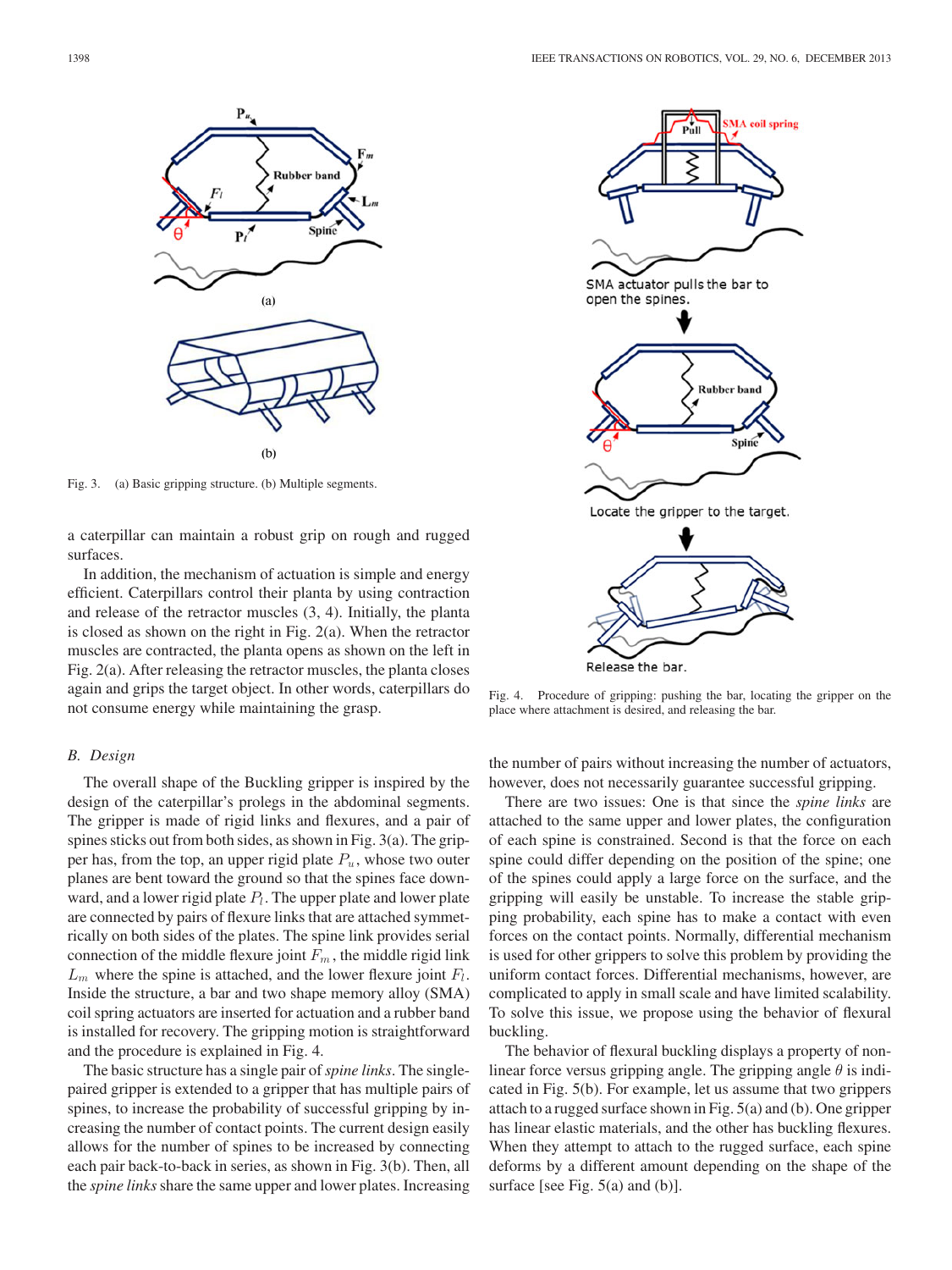Fig. 3. (a) Basic gripping structure. (b) Multiple segments.

a caterpillar can maintain a robust grip on rough and rugged surfaces.

In addition, the mechanism of actuation is simple and energy efficient. Caterpillars control their planta by using contraction and release of the retractor muscles (3, 4). Initially, the planta is closed as shown on the right in Fig. 2(a). When the retractor muscles are contracted, the planta opens as shown on the left in Fig. 2(a). After releasing the retractor muscles, the planta closes again and grips the target object. In other words, caterpillars do not consume energy while maintaining the grasp.

### B. Design

The overall shape of the Buckling gripper is inspired by the design of the caterpillar's prolegs in the abdominal segments. The gripper is made of rigid links and flexures, and a pair of spines sticks out from both sides, as shown in Fig. 3(a). The gripper has, from the top, an upper rigid plate $P_u$, whose two outer planes are bent toward the ground so that the spines face downward, and a lower rigid plate $P_l$. The upper plate and lower plate are connected by pairs of flexure links that are attached symmetrically on both sides of the plates. The spine link provides serial connection of the middle flexure joint $F_m$, the middle rigid link $L_m$ where the spine is attached, and the lower flexure joint $F_l$. Inside the structure, a bar and two shape memory alloy (SMA) coil spring actuators are inserted for actuation and a rubber band is installed for recovery. The gripping motion is straightforward and the procedure is explained in Fig. 4.

The basic structure has a single pair of *spine links*. The single-paired gripper is extended to a gripper that has multiple pairs of spines, to increase the probability of successful gripping by increasing the number of contact points. The current design easily allows for the number of spines to be increased by connecting each pair back-to-back in series, as shown in Fig. 3(b). Then, all the *spine links* share the same upper and lower plates. Increasing

Fig. 4. Procedure of gripping: pushing the bar, locating the gripper on the place where attachment is desired, and releasing the bar.

the number of pairs without increasing the number of actuators, however, does not necessarily guarantee successful gripping.

There are two issues: One is that since the *spine links* are attached to the same upper and lower plates, the configuration of each spine is constrained. Second is that the force on each spine could differ depending on the position of the spine; one of the spines could apply a large force on the surface, and the gripping will easily be unstable. To increase the stable gripping probability, each spine has to make a contact with even forces on the contact points. Normally, differential mechanism is used for other grippers to solve this problem by providing the uniform contact forces. Differential mechanisms, however, are complicated to apply in small scale and have limited scalability. To solve this issue, we propose using the behavior of flexural buckling.

The behavior of flexural buckling displays a property of nonlinear force versus gripping angle. The gripping angle $\theta$ is indicated in Fig. 5(b). For example, let us assume that two grippers attach to a rugged surface shown in Fig. 5(a) and (b). One gripper has linear elastic materials, and the other has buckling flexures. When they attempt to attach to the rugged surface, each spine deforms by a different amount depending on the shape of the surface [see Fig. 5(a) and (b)].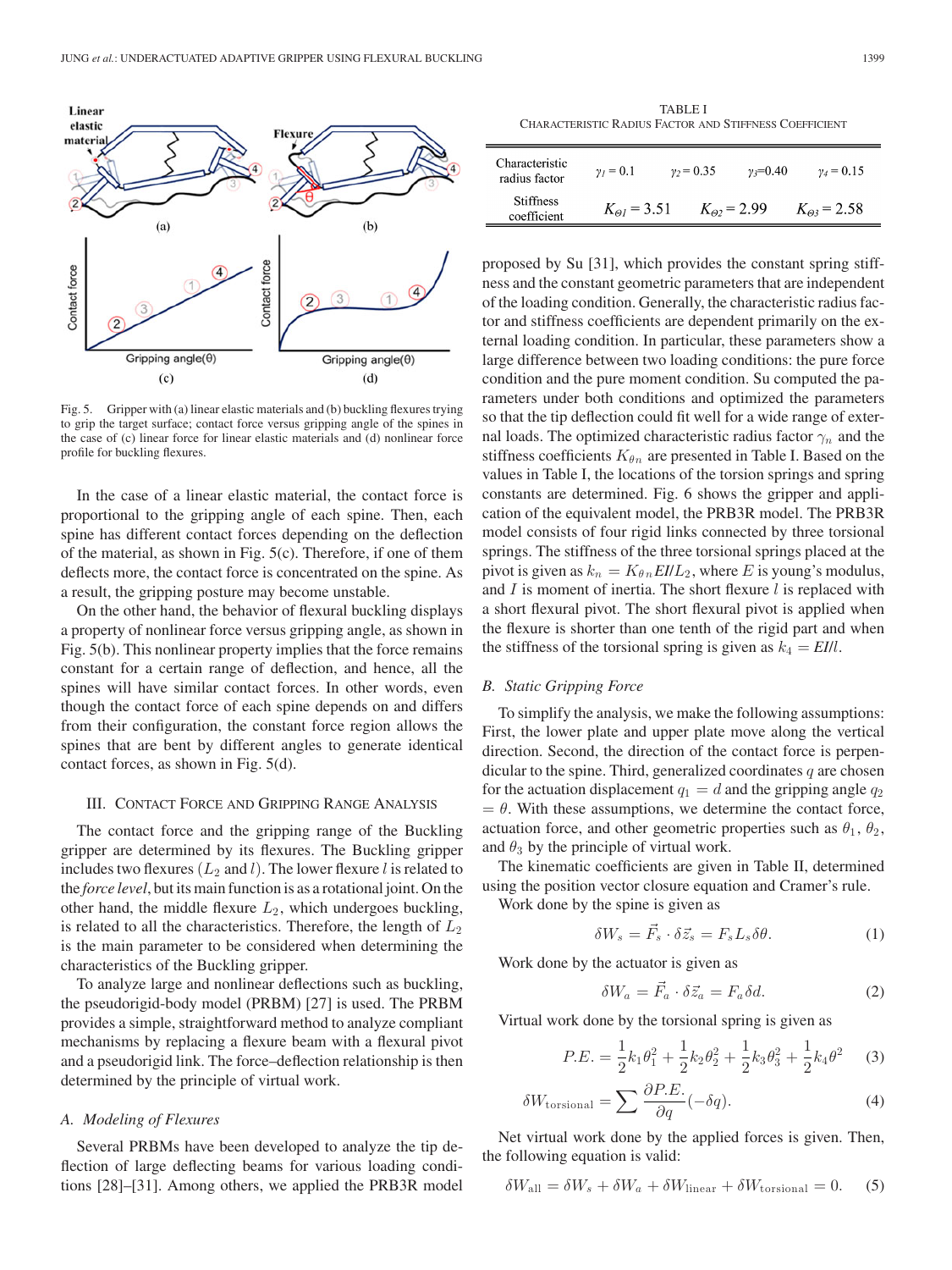Fig. 5. Gripper with (a) linear elastic materials and (b) buckling flexures trying to grip the target surface; contact force versus gripping angle of the spines in the case of (c) linear force for linear elastic materials and (d) nonlinear force profile for buckling flexures.

In the case of a linear elastic material, the contact force is proportional to the gripping angle of each spine. Then, each spine has different contact forces depending on the deflection of the material, as shown in Fig. 5(c). Therefore, if one of them deflects more, the contact force is concentrated on the spine. As a result, the gripping posture may become unstable.

On the other hand, the behavior of flexural buckling displays a property of nonlinear force versus gripping angle, as shown in Fig. 5(b). This nonlinear property implies that the force remains constant for a certain range of deflection, and hence, all the spines will have similar contact forces. In other words, even though the contact force of each spine depends on and differs from their configuration, the constant force region allows the spines that are bent by different angles to generate identical contact forces, as shown in Fig. 5(d).

## III. Contact Force and Gripping Range Analysis

The contact force and the gripping range of the Buckling gripper are determined by its flexures. The Buckling gripper includes two flexures ($L_2$ and $l$). The lower flexure $l$ is related to the *force level*, but its main function is as a rotational joint. On the other hand, the middle flexure $L_2$, which undergoes buckling, is related to all the characteristics. Therefore, the length of $L_2$ is the main parameter to be considered when determining the characteristics of the Buckling gripper.

To analyze large and nonlinear deflections such as buckling, the pseudorigid-body model (PRBM) [27] is used. The PRBM provides a simple, straightforward method to analyze compliant mechanisms by replacing a flexure beam with a flexural pivot and a pseudorigid link. The force–deflection relationship is then determined by the principle of virtual work.

### A. Modeling of Flexures

Several PRBMs have been developed to analyze the tip deflection of large deflecting beams for various loading conditions [28]–[31]. Among others, we applied the PRB3R model proposed by Su [31], which provides the constant spring stiffness and the constant geometric parameters that are independent of the loading condition. Generally, the characteristic radius factor and stiffness coefficients are dependent primarily on the external loading condition. In particular, these parameters show a large difference between two loading conditions: the pure force condition and the pure moment condition. Su computed the parameters under both conditions and optimized the parameters so that the tip deflection could fit well for a wide range of external loads. The optimized characteristic radius factor $\gamma_n$ and the stiffness coefficients $K_{\theta n}$ are presented in Table I. Based on the values in Table I, the locations of the torsion springs and spring constants are determined. Fig. 6 shows the gripper and application of the equivalent model, the PRB3R model. The PRB3R model consists of four rigid links connected by three torsional springs. The stiffness of the three torsional springs placed at the pivot is given as $k_n = K_{\theta n} EI/L_2$, where $E$ is young's modulus, and $I$ is moment of inertia. The short flexure $l$ is replaced with a short flexural pivot. The short flexural pivot is applied when the flexure is shorter than one tenth of the rigid part and when the stiffness of the torsional spring is given as $k_4 = EI/l$.

TABLE I
Characteristic Radius Factor and Stiffness Coefficient

| | | | | |
|---|---|---|---|---|
| Characteristic radius factor | $\gamma_1 = 0.1$ | $\gamma_2 = 0.35$ | $\gamma_3 = 0.40$ | $\gamma_4 = 0.15$ |
| Stiffness coefficient | $K_{\Theta 1} = 3.51$ | $K_{\Theta 2} = 2.99$ | $K_{\Theta 3} = 2.58$ | |

### B. Static Gripping Force

To simplify the analysis, we make the following assumptions: First, the lower plate and upper plate move along the vertical direction. Second, the direction of the contact force is perpendicular to the spine. Third, generalized coordinates $q$ are chosen for the actuation displacement $q_1 = d$ and the gripping angle $q_2 = \theta$. With these assumptions, we determine the contact force, actuation force, and other geometric properties such as $\theta_1$, $\theta_2$, and $\theta_3$ by the principle of virtual work.

The kinematic coefficients are given in Table II, determined using the position vector closure equation and Cramer's rule.

Work done by the spine is given as

$$\delta W_s = \vec{F}_s \cdot \delta \vec{z}_s = F_s L_s \delta\theta. \tag{1}$$

Work done by the actuator is given as

$$\delta W_a = \vec{F}_a \cdot \delta \vec{z}_a = F_a \delta d. \tag{2}$$

Virtual work done by the torsional spring is given as

$$P.E. = \frac{1}{2}k_1\theta_1^2 + \frac{1}{2}k_2\theta_2^2 + \frac{1}{2}k_3\theta_3^2 + \frac{1}{2}k_4\theta^2 \tag{3}$$

$$\delta W_{\text{torsional}} = \sum \frac{\partial P.E.}{\partial q}(-\delta q). \tag{4}$$

Net virtual work done by the applied forces is given. Then, the following equation is valid:

$$\delta W_{\text{all}} = \delta W_s + \delta W_a + \delta W_{\text{linear}} + \delta W_{\text{torsional}} = 0. \tag{5}$$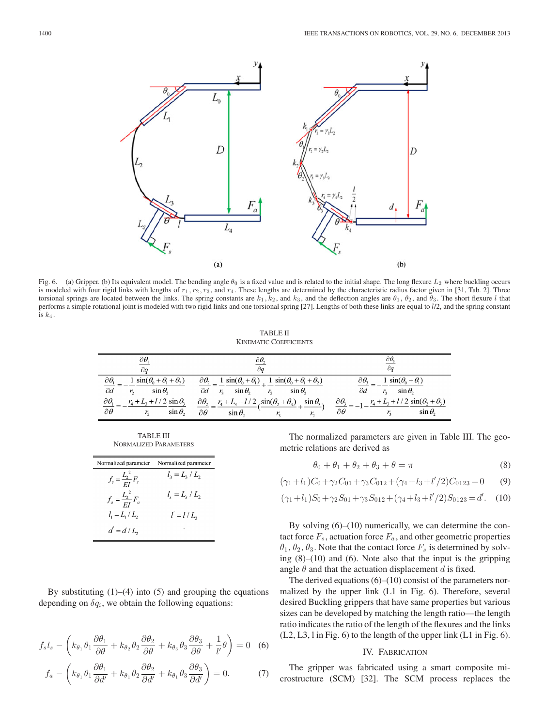Fig. 6. (a) Gripper. (b) Its equivalent model. The bending angle $\theta_0$ is a fixed value and is related to the initial shape. The long flexure $L_2$ where buckling occurs is modeled with four rigid links with lengths of $r_1, r_2, r_3$, and $r_4$. These lengths are determined by the characteristic radius factor given in [31, Tab. 2]. Three torsional springs are located between the links. The spring constants are $k_1, k_2$, and $k_3$, and the deflection angles are $\theta_1$, $\theta_2$, and $\theta_3$. The short flexure $l$ that performs a simple rotational joint is modeled with two rigid links and one torsional spring [27]. Lengths of both these links are equal to $l/2$, and the spring constant is $k_4$.

TABLE II
KINEMATIC COEFFICIENTS

| $\frac{\partial \theta_1}{\partial q}$ | $\frac{\partial \theta_2}{\partial q}$ | $\frac{\partial \theta_3}{\partial q}$ |
|---|---|---|
| $\frac{\partial \theta_1}{\partial d} = -\frac{1}{r_2}\frac{\sin(\theta_0+\theta_1+\theta_2)}{\sin\theta_2}$ | $\frac{\partial \theta_2}{\partial d} = \frac{1}{r_3}\frac{\sin(\theta_0+\theta_1)}{\sin\theta_2} + \frac{1}{r_2}\frac{\sin(\theta_0+\theta_1+\theta_2)}{\sin\theta_2}$ | $\frac{\partial \theta_3}{\partial d} = -\frac{1}{r_3}\frac{\sin(\theta_0+\theta_1)}{\sin\theta_2}$ |
| $\frac{\partial \theta_1}{\partial \theta} = -\frac{r_4+L_3+l/2}{r_2}\frac{\sin\theta_3}{\sin\theta_2}$ | $\frac{\partial \theta_2}{\partial \theta} = \frac{r_4+L_3+l/2}{\sin\theta_2}\left(\frac{\sin(\theta_2+\theta_3)}{r_3} + \frac{\sin\theta_3}{r_2}\right)$ | $\frac{\partial \theta_3}{\partial \theta} = -1 - \frac{r_4+L_3+l/2}{r_3}\frac{\sin(\theta_2+\theta_3)}{\sin\theta_2}$ |

TABLE III
NORMALIZED PARAMETERS

| Normalized parameter | Normalized parameter |
|---|---|
| $f_s = \frac{L_2^2}{EI}F_s$ | $l_3 = L_3 / L_2$ |
| $f_a = \frac{L_2^2}{EI}F_a$ | $l_s = L_s / L_2$ |
| $l_1 = L_1 / L_2$ | $l' = l / L_2$ |
| $d' = d / L_2$ | - |

By substituting (1)–(4) into (5) and grouping the equations depending on $\delta q_i$, we obtain the following equations:

$$f_s l_s - \left(k_{\theta_1}\theta_1\frac{\partial\theta_1}{\partial\theta} + k_{\theta_2}\theta_2\frac{\partial\theta_2}{\partial\theta} + k_{\theta_3}\theta_3\frac{\partial\theta_3}{\partial\theta} + \frac{1}{l'}\theta\right) = 0 \quad (6)$$

$$f_a - \left(k_{\theta_1}\theta_1\frac{\partial\theta_1}{\partial d'} + k_{\theta_1}\theta_2\frac{\partial\theta_2}{\partial d'} + k_{\theta_1}\theta_3\frac{\partial\theta_3}{\partial d'}\right) = 0. \quad (7)$$

The normalized parameters are given in Table III. The geometric relations are derived as

$$\theta_0 + \theta_1 + \theta_2 + \theta_3 + \theta = \pi \quad (8)$$

$$(\gamma_1+l_1)C_0+\gamma_2 C_{01}+\gamma_3 C_{012}+(\gamma_4+l_3+l'/2)C_{0123}=0 \quad (9)$$

$$(\gamma_1+l_1)S_0+\gamma_2 S_{01}+\gamma_3 S_{012}+(\gamma_4+l_3+l'/2)S_{0123}=d'. \quad (10)$$

By solving (6)–(10) numerically, we can determine the contact force $F_s$, actuation force $F_a$, and other geometric properties $\theta_1$, $\theta_2$, $\theta_3$. Note that the contact force $F_s$ is determined by solving (8)–(10) and (6). Note also that the input is the gripping angle $\theta$ and that the actuation displacement $d$ is fixed.

The derived equations (6)–(10) consist of the parameters normalized by the upper link (L1 in Fig. 6). Therefore, several desired Buckling grippers that have same properties but various sizes can be developed by matching the length ratio—the length ratio indicates the ratio of the length of the flexures and the links (L2, L3, l in Fig. 6) to the length of the upper link (L1 in Fig. 6).

## IV. Fabrication

The gripper was fabricated using a smart composite microstructure (SCM) [32]. The SCM process replaces the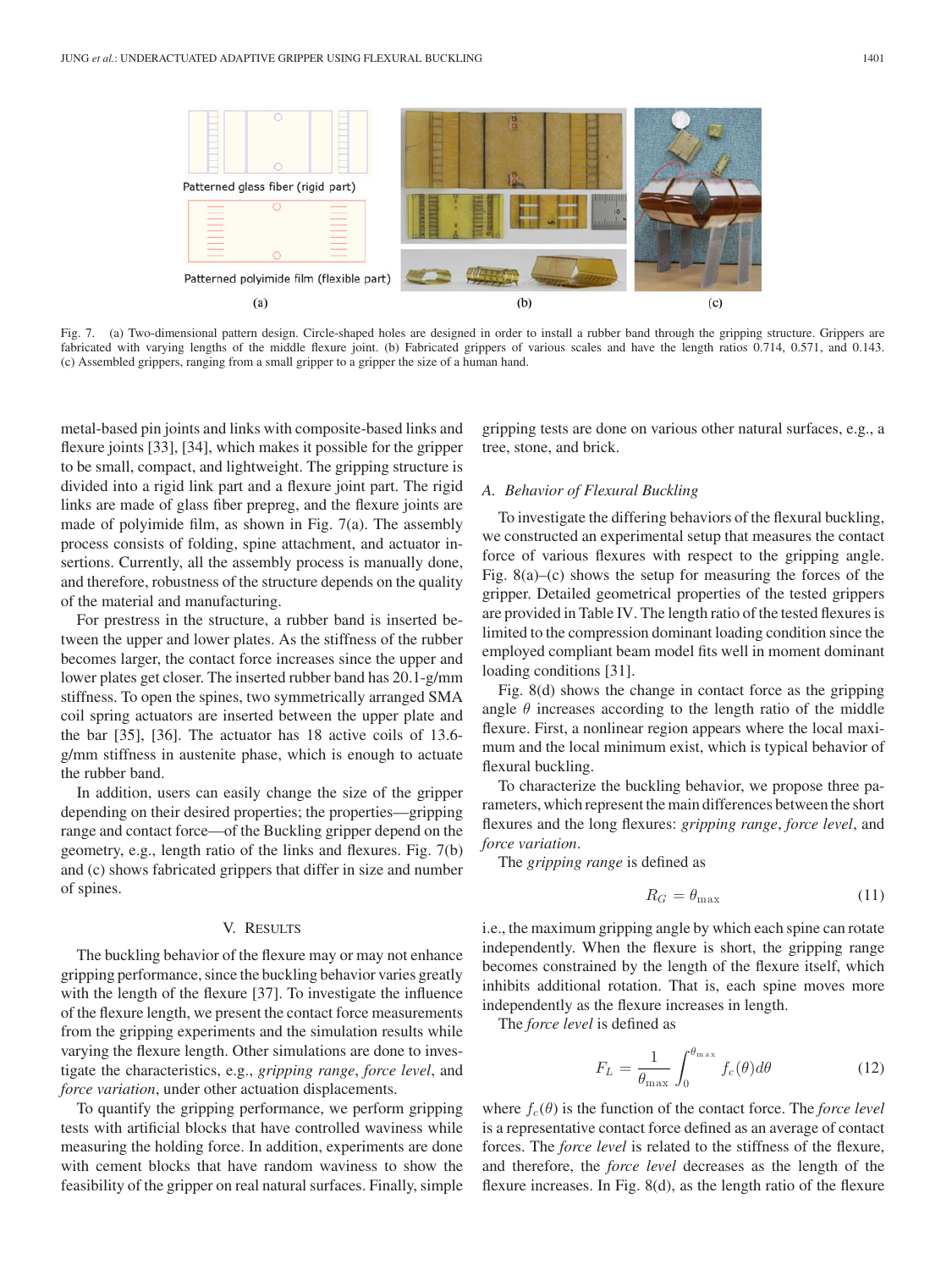Fig. 7. (a) Two-dimensional pattern design. Circle-shaped holes are designed in order to install a rubber band through the gripping structure. Grippers are fabricated with varying lengths of the middle flexure joint. (b) Fabricated grippers of various scales and have the length ratios 0.714, 0.571, and 0.143. (c) Assembled grippers, ranging from a small gripper to a gripper the size of a human hand.

metal-based pin joints and links with composite-based links and flexure joints [33], [34], which makes it possible for the gripper to be small, compact, and lightweight. The gripping structure is divided into a rigid link part and a flexure joint part. The rigid links are made of glass fiber prepreg, and the flexure joints are made of polyimide film, as shown in Fig. 7(a). The assembly process consists of folding, spine attachment, and actuator insertions. Currently, all the assembly process is manually done, and therefore, robustness of the structure depends on the quality of the material and manufacturing.

For prestress in the structure, a rubber band is inserted between the upper and lower plates. As the stiffness of the rubber becomes larger, the contact force increases since the upper and lower plates get closer. The inserted rubber band has 20.1-g/mm stiffness. To open the spines, two symmetrically arranged SMA coil spring actuators are inserted between the upper plate and the bar [35], [36]. The actuator has 18 active coils of 13.6-g/mm stiffness in austenite phase, which is enough to actuate the rubber band.

In addition, users can easily change the size of the gripper depending on their desired properties; the properties—gripping range and contact force—of the Buckling gripper depend on the geometry, e.g., length ratio of the links and flexures. Fig. 7(b) and (c) shows fabricated grippers that differ in size and number of spines.

## V. Results

The buckling behavior of the flexure may or may not enhance gripping performance, since the buckling behavior varies greatly with the length of the flexure [37]. To investigate the influence of the flexure length, we present the contact force measurements from the gripping experiments and the simulation results while varying the flexure length. Other simulations are done to investigate the characteristics, e.g., *gripping range*, *force level*, and *force variation*, under other actuation displacements.

To quantify the gripping performance, we perform gripping tests with artificial blocks that have controlled waviness while measuring the holding force. In addition, experiments are done with cement blocks that have random waviness to show the feasibility of the gripper on real natural surfaces. Finally, simple gripping tests are done on various other natural surfaces, e.g., a tree, stone, and brick.

### A. Behavior of Flexural Buckling

To investigate the differing behaviors of the flexural buckling, we constructed an experimental setup that measures the contact force of various flexures with respect to the gripping angle. Fig. 8(a)–(c) shows the setup for measuring the forces of the gripper. Detailed geometrical properties of the tested grippers are provided in Table IV. The length ratio of the tested flexures is limited to the compression dominant loading condition since the employed compliant beam model fits well in moment dominant loading conditions [31].

Fig. 8(d) shows the change in contact force as the gripping angle $\theta$ increases according to the length ratio of the middle flexure. First, a nonlinear region appears where the local maximum and the local minimum exist, which is typical behavior of flexural buckling.

To characterize the buckling behavior, we propose three parameters, which represent the main differences between the short flexures and the long flexures: *gripping range*, *force level*, and *force variation*.

The *gripping range* is defined as

$$R_G = \theta_{\max} \tag{11}$$

i.e., the maximum gripping angle by which each spine can rotate independently. When the flexure is short, the gripping range becomes constrained by the length of the flexure itself, which inhibits additional rotation. That is, each spine moves more independently as the flexure increases in length.

The *force level* is defined as

$$F_L = \frac{1}{\theta_{\max}} \int_0^{\theta_{\max}} f_c(\theta) d\theta \tag{12}$$

where $f_c(\theta)$ is the function of the contact force. The *force level* is a representative contact force defined as an average of contact forces. The *force level* is related to the stiffness of the flexure, and therefore, the *force level* decreases as the length of the flexure increases. In Fig. 8(d), as the length ratio of the flexure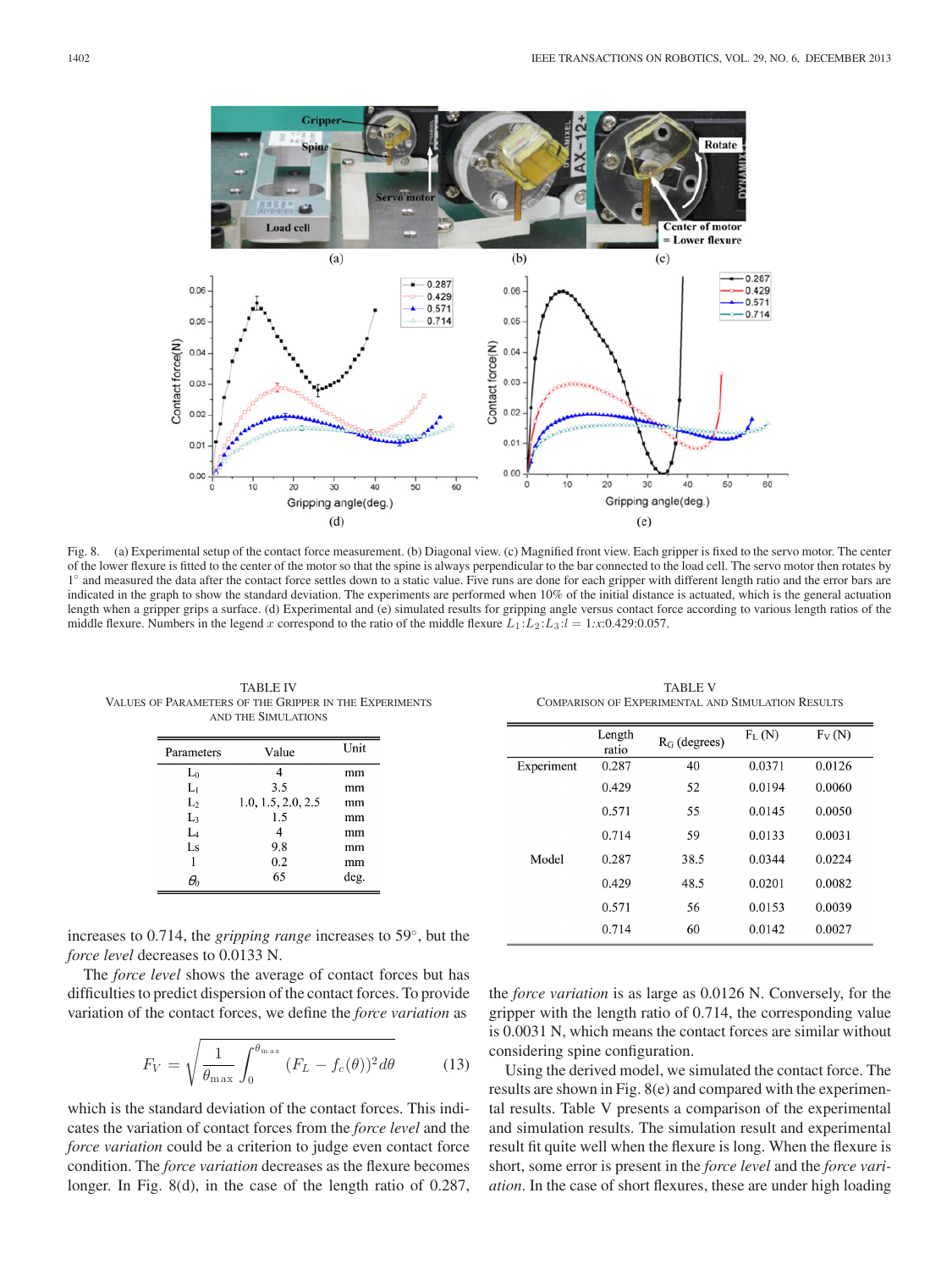Fig. 8. (a) Experimental setup of the contact force measurement. (b) Diagonal view. (c) Magnified front view. Each gripper is fixed to the servo motor. The center of the lower flexure is fitted to the center of the motor so that the spine is always perpendicular to the bar connected to the load cell. The servo motor then rotates by 1° and measured the data after the contact force settles down to a static value. Five runs are done for each gripper with different length ratio and the error bars are indicated in the graph to show the standard deviation. The experiments are performed when 10% of the initial distance is actuated, which is the general actuation length when a gripper grips a surface. (d) Experimental and (e) simulated results for gripping angle versus contact force according to various length ratios of the middle flexure. Numbers in the legend $x$ correspond to the ratio of the middle flexure $L_1$:$L_2$:$L_3$:$l$ = 1:$x$:0.429:0.057.

TABLE IV
VALUES OF PARAMETERS OF THE GRIPPER IN THE EXPERIMENTS AND THE SIMULATIONS

| Parameters | Value | Unit |
|---|---|---|
| $L_0$ | 4 | mm |
| $L_1$ | 3.5 | mm |
| $L_2$ | 1.0, 1.5, 2.0, 2.5 | mm |
| $L_3$ | 1.5 | mm |
| $L_4$ | 4 | mm |
| $L_S$ | 9.8 | mm |
| $l$ | 0.2 | mm |
| $\theta_0$ | 65 | deg. |

TABLE V
COMPARISON OF EXPERIMENTAL AND SIMULATION RESULTS

| | Length ratio | $R_G$ (degrees) | $F_L$ (N) | $F_V$ (N) |
|---|---|---|---|---|
| Experiment | 0.287 | 40 | 0.0371 | 0.0126 |
| | 0.429 | 52 | 0.0194 | 0.0060 |
| | 0.571 | 55 | 0.0145 | 0.0050 |
| | 0.714 | 59 | 0.0133 | 0.0031 |
| Model | 0.287 | 38.5 | 0.0344 | 0.0224 |
| | 0.429 | 48.5 | 0.0201 | 0.0082 |
| | 0.571 | 56 | 0.0153 | 0.0039 |
| | 0.714 | 60 | 0.0142 | 0.0027 |

increases to 0.714, the *gripping range* increases to 59°, but the *force level* decreases to 0.0133 N.

The *force level* shows the average of contact forces but has difficulties to predict dispersion of the contact forces. To provide variation of the contact forces, we define the *force variation* as

$$F_V = \sqrt{\frac{1}{\theta_{\max}} \int_0^{\theta_{\max}} (F_L - f_c(\theta))^2 d\theta} \qquad (13)$$

which is the standard deviation of the contact forces. This indicates the variation of contact forces from the *force level* and the *force variation* could be a criterion to judge even contact force condition. The *force variation* decreases as the flexure becomes longer. In Fig. 8(d), in the case of the length ratio of 0.287, the *force variation* is as large as 0.0126 N. Conversely, for the gripper with the length ratio of 0.714, the corresponding value is 0.0031 N, which means the contact forces are similar without considering spine configuration.

Using the derived model, we simulated the contact force. The results are shown in Fig. 8(e) and compared with the experimental results. Table V presents a comparison of the experimental and simulation results. The simulation result and experimental result fit quite well when the flexure is long. When the flexure is short, some error is present in the *force level* and the *force variation*. In the case of short flexures, these are under high loading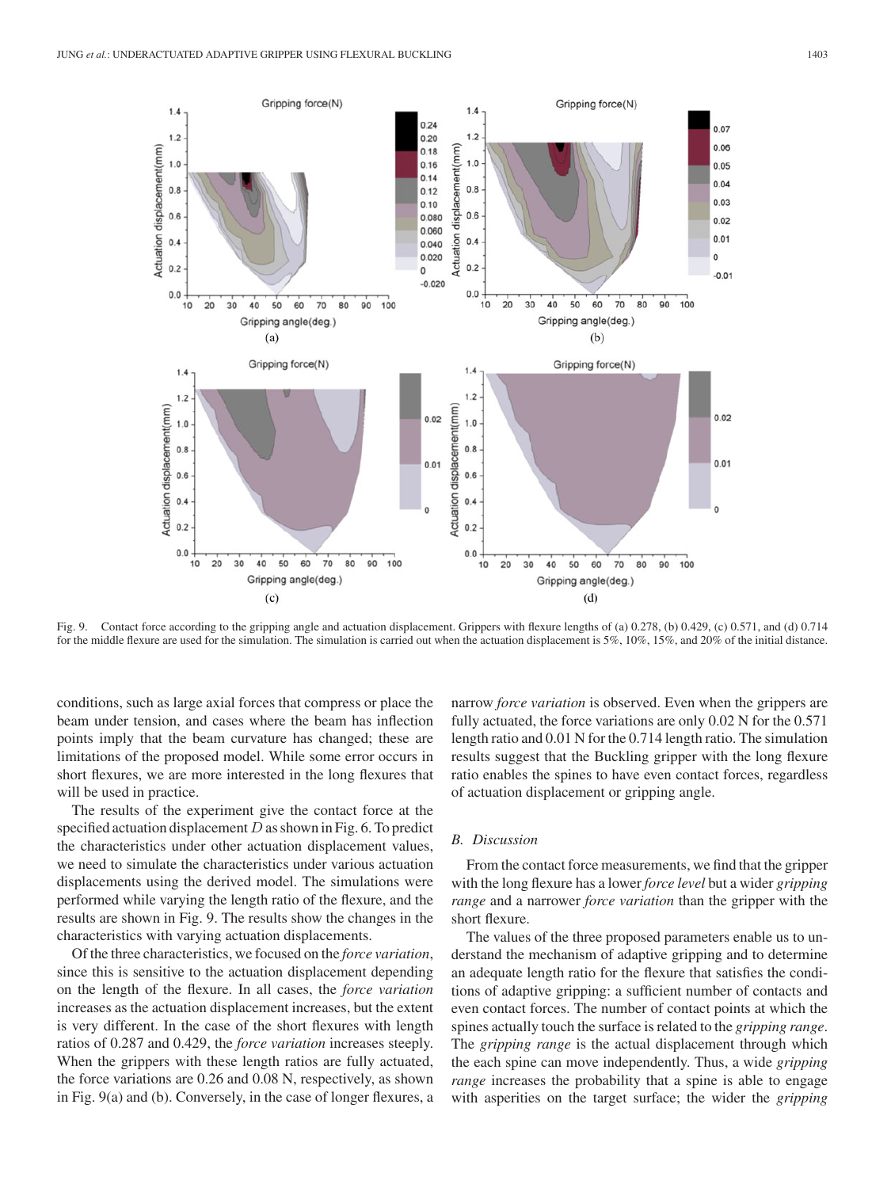Fig. 9. Contact force according to the gripping angle and actuation displacement. Grippers with flexure lengths of (a) 0.278, (b) 0.429, (c) 0.571, and (d) 0.714 for the middle flexure are used for the simulation. The simulation is carried out when the actuation displacement is 5%, 10%, 15%, and 20% of the initial distance.

conditions, such as large axial forces that compress or place the beam under tension, and cases where the beam has inflection points imply that the beam curvature has changed; these are limitations of the proposed model. While some error occurs in short flexures, we are more interested in the long flexures that will be used in practice.

The results of the experiment give the contact force at the specified actuation displacement $D$ as shown in Fig. 6. To predict the characteristics under other actuation displacement values, we need to simulate the characteristics under various actuation displacements using the derived model. The simulations were performed while varying the length ratio of the flexure, and the results are shown in Fig. 9. The results show the changes in the characteristics with varying actuation displacements.

Of the three characteristics, we focused on the *force variation*, since this is sensitive to the actuation displacement depending on the length of the flexure. In all cases, the *force variation* increases as the actuation displacement increases, but the extent is very different. In the case of the short flexures with length ratios of 0.287 and 0.429, the *force variation* increases steeply. When the grippers with these length ratios are fully actuated, the force variations are 0.26 and 0.08 N, respectively, as shown in Fig. 9(a) and (b). Conversely, in the case of longer flexures, a narrow *force variation* is observed. Even when the grippers are fully actuated, the force variations are only 0.02 N for the 0.571 length ratio and 0.01 N for the 0.714 length ratio. The simulation results suggest that the Buckling gripper with the long flexure ratio enables the spines to have even contact forces, regardless of actuation displacement or gripping angle.

## B. Discussion

From the contact force measurements, we find that the gripper with the long flexure has a lower *force level* but a wider *gripping range* and a narrower *force variation* than the gripper with the short flexure.

The values of the three proposed parameters enable us to understand the mechanism of adaptive gripping and to determine an adequate length ratio for the flexure that satisfies the conditions of adaptive gripping: a sufficient number of contacts and even contact forces. The number of contact points at which the spines actually touch the surface is related to the *gripping range*. The *gripping range* is the actual displacement through which the each spine can move independently. Thus, a wide *gripping range* increases the probability that a spine is able to engage with asperities on the target surface; the wider the *gripping*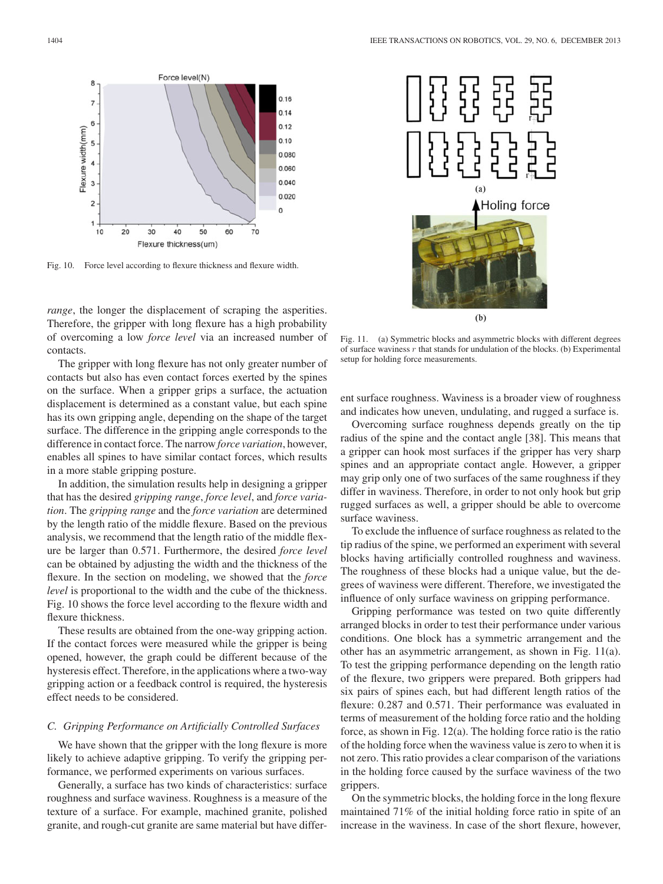Fig. 10. Force level according to flexure thickness and flexure width.

*range*, the longer the displacement of scraping the asperities. Therefore, the gripper with long flexure has a high probability of overcoming a low *force level* via an increased number of contacts.

The gripper with long flexure has not only greater number of contacts but also has even contact forces exerted by the spines on the surface. When a gripper grips a surface, the actuation displacement is determined as a constant value, but each spine has its own gripping angle, depending on the shape of the target surface. The difference in the gripping angle corresponds to the difference in contact force. The narrow *force variation*, however, enables all spines to have similar contact forces, which results in a more stable gripping posture.

In addition, the simulation results help in designing a gripper that has the desired *gripping range*, *force level*, and *force variation*. The *gripping range* and the *force variation* are determined by the length ratio of the middle flexure. Based on the previous analysis, we recommend that the length ratio of the middle flexure be larger than 0.571. Furthermore, the desired *force level* can be obtained by adjusting the width and the thickness of the flexure. In the section on modeling, we showed that the *force level* is proportional to the width and the cube of the thickness. Fig. 10 shows the force level according to the flexure width and flexure thickness.

These results are obtained from the one-way gripping action. If the contact forces were measured while the gripper is being opened, however, the graph could be different because of the hysteresis effect. Therefore, in the applications where a two-way gripping action or a feedback control is required, the hysteresis effect needs to be considered.

### C. Gripping Performance on Artificially Controlled Surfaces

We have shown that the gripper with the long flexure is more likely to achieve adaptive gripping. To verify the gripping performance, we performed experiments on various surfaces.

Generally, a surface has two kinds of characteristics: surface roughness and surface waviness. Roughness is a measure of the texture of a surface. For example, machined granite, polished granite, and rough-cut granite are same material but have different surface roughness. Waviness is a broader view of roughness and indicates how uneven, undulating, and rugged a surface is.

Fig. 11. (a) Symmetric blocks and asymmetric blocks with different degrees of surface waviness $r$ that stands for undulation of the blocks. (b) Experimental setup for holding force measurements.

Overcoming surface roughness depends greatly on the tip radius of the spine and the contact angle [38]. This means that a gripper can hook most surfaces if the gripper has very sharp spines and an appropriate contact angle. However, a gripper may grip only one of two surfaces of the same roughness if they differ in waviness. Therefore, in order to not only hook but grip rugged surfaces as well, a gripper should be able to overcome surface waviness.

To exclude the influence of surface roughness as related to the tip radius of the spine, we performed an experiment with several blocks having artificially controlled roughness and waviness. The roughness of these blocks had a unique value, but the degrees of waviness were different. Therefore, we investigated the influence of only surface waviness on gripping performance.

Gripping performance was tested on two quite differently arranged blocks in order to test their performance under various conditions. One block has a symmetric arrangement and the other has an asymmetric arrangement, as shown in Fig. 11(a). To test the gripping performance depending on the length ratio of the flexure, two grippers were prepared. Both grippers had six pairs of spines each, but had different length ratios of the flexure: 0.287 and 0.571. Their performance was evaluated in terms of measurement of the holding force ratio and the holding force, as shown in Fig. 12(a). The holding force ratio is the ratio of the holding force when the waviness value is zero to when it is not zero. This ratio provides a clear comparison of the variations in the holding force caused by the surface waviness of the two grippers.

On the symmetric blocks, the holding force in the long flexure maintained 71% of the initial holding force ratio in spite of an increase in the waviness. In case of the short flexure, however,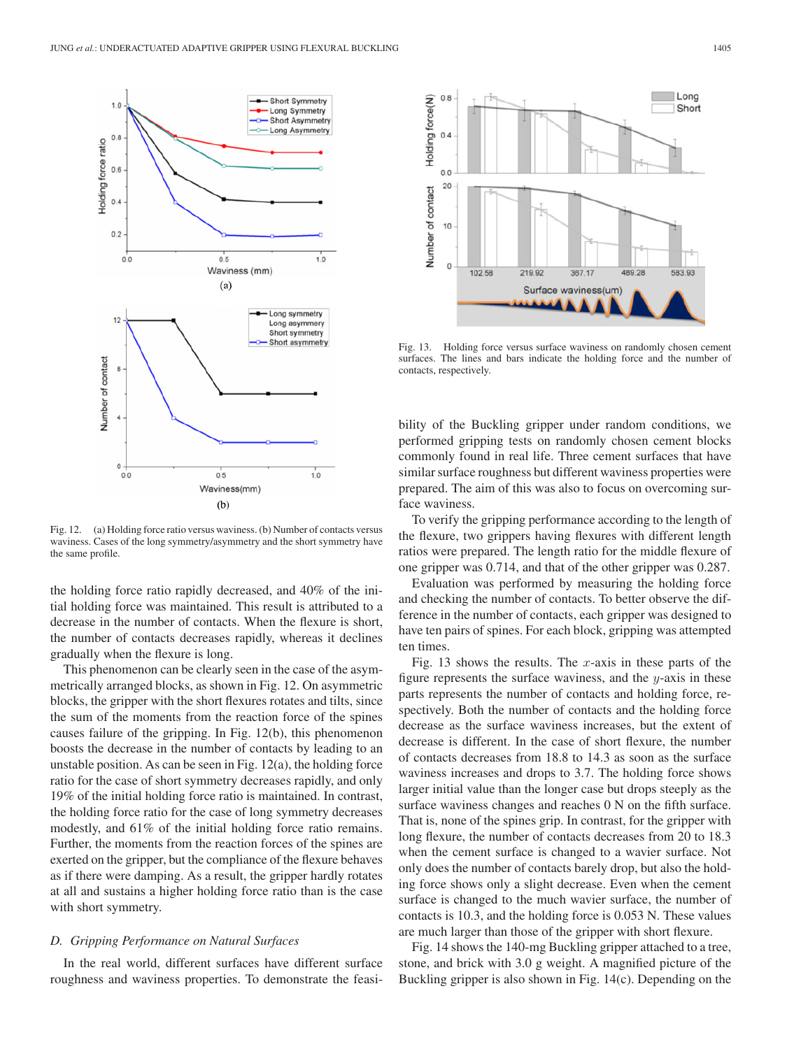Fig. 12. (a) Holding force ratio versus waviness. (b) Number of contacts versus waviness. Cases of the long symmetry/asymmetry and the short symmetry have the same profile.

Fig. 13. Holding force versus surface waviness on randomly chosen cement surfaces. The lines and bars indicate the holding force and the number of contacts, respectively.

the holding force ratio rapidly decreased, and 40% of the initial holding force was maintained. This result is attributed to a decrease in the number of contacts. When the flexure is short, the number of contacts decreases rapidly, whereas it declines gradually when the flexure is long.

This phenomenon can be clearly seen in the case of the asymmetrically arranged blocks, as shown in Fig. 12. On asymmetric blocks, the gripper with the short flexures rotates and tilts, since the sum of the moments from the reaction force of the spines causes failure of the gripping. In Fig. 12(b), this phenomenon boosts the decrease in the number of contacts by leading to an unstable position. As can be seen in Fig. 12(a), the holding force ratio for the case of short symmetry decreases rapidly, and only 19% of the initial holding force ratio is maintained. In contrast, the holding force ratio for the case of long symmetry decreases modestly, and 61% of the initial holding force ratio remains. Further, the moments from the reaction forces of the spines are exerted on the gripper, but the compliance of the flexure behaves as if there were damping. As a result, the gripper hardly rotates at all and sustains a higher holding force ratio than is the case with short symmetry.

### D. *Gripping Performance on Natural Surfaces*

In the real world, different surfaces have different surface roughness and waviness properties. To demonstrate the feasibility of the Buckling gripper under random conditions, we performed gripping tests on randomly chosen cement blocks commonly found in real life. Three cement surfaces that have similar surface roughness but different waviness properties were prepared. The aim of this was also to focus on overcoming surface waviness.

To verify the gripping performance according to the length of the flexure, two grippers having flexures with different length ratios were prepared. The length ratio for the middle flexure of one gripper was 0.714, and that of the other gripper was 0.287.

Evaluation was performed by measuring the holding force and checking the number of contacts. To better observe the difference in the number of contacts, each gripper was designed to have ten pairs of spines. For each block, gripping was attempted ten times.

Fig. 13 shows the results. The $x$-axis in these parts of the figure represents the surface waviness, and the $y$-axis in these parts represents the number of contacts and holding force, respectively. Both the number of contacts and the holding force decrease as the surface waviness increases, but the extent of decrease is different. In the case of short flexure, the number of contacts decreases from 18.8 to 14.3 as soon as the surface waviness increases and drops to 3.7. The holding force shows larger initial value than the longer case but drops steeply as the surface waviness changes and reaches 0 N on the fifth surface. That is, none of the spines grip. In contrast, for the gripper with long flexure, the number of contacts decreases from 20 to 18.3 when the cement surface is changed to a wavier surface. Not only does the number of contacts barely drop, but also the holding force shows only a slight decrease. Even when the cement surface is changed to the much wavier surface, the number of contacts is 10.3, and the holding force is 0.053 N. These values are much larger than those of the gripper with short flexure.

Fig. 14 shows the 140-mg Buckling gripper attached to a tree, stone, and brick with 3.0 g weight. A magnified picture of the Buckling gripper is also shown in Fig. 14(c). Depending on the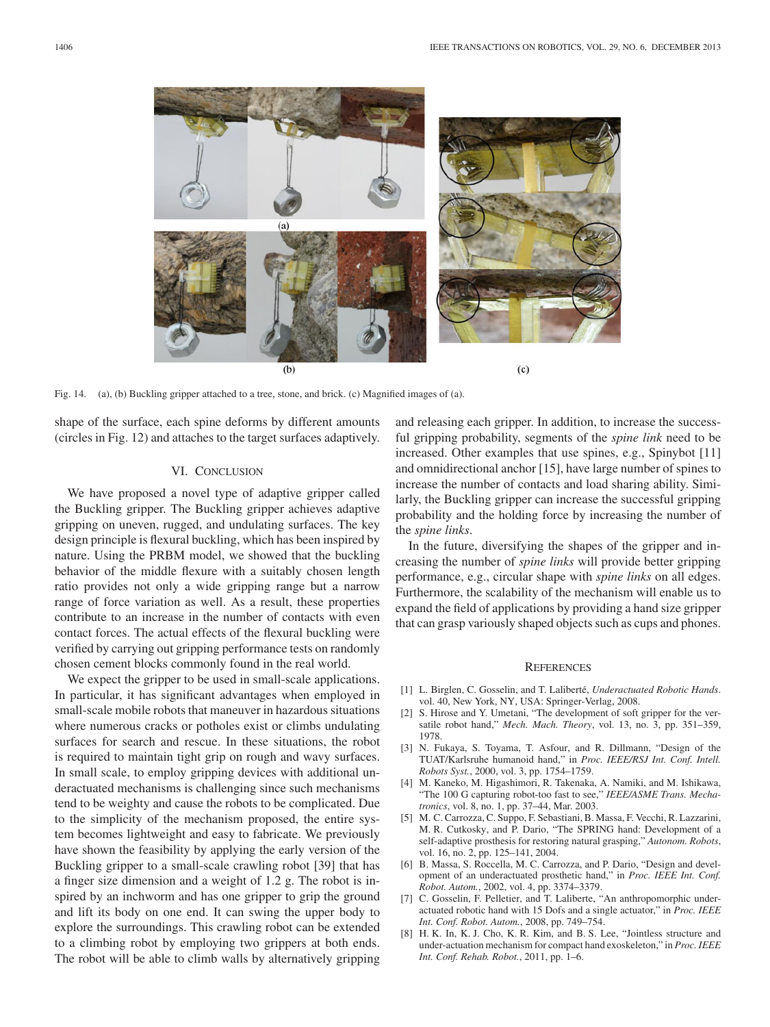Fig. 14. (a), (b) Buckling gripper attached to a tree, stone, and brick. (c) Magnified images of (a).

shape of the surface, each spine deforms by different amounts (circles in Fig. 12) and attaches to the target surfaces adaptively.

## VI. Conclusion

We have proposed a novel type of adaptive gripper called the Buckling gripper. The Buckling gripper achieves adaptive gripping on uneven, rugged, and undulating surfaces. The key design principle is flexural buckling, which has been inspired by nature. Using the PRBM model, we showed that the buckling behavior of the middle flexure with a suitably chosen length ratio provides not only a wide gripping range but a narrow range of force variation as well. As a result, these properties contribute to an increase in the number of contacts with even contact forces. The actual effects of the flexural buckling were verified by carrying out gripping performance tests on randomly chosen cement blocks commonly found in the real world.

We expect the gripper to be used in small-scale applications. In particular, it has significant advantages when employed in small-scale mobile robots that maneuver in hazardous situations where numerous cracks or potholes exist or climbs undulating surfaces for search and rescue. In these situations, the robot is required to maintain tight grip on rough and wavy surfaces. In small scale, to employ gripping devices with additional underactuated mechanisms is challenging since such mechanisms tend to be weighty and cause the robots to be complicated. Due to the simplicity of the mechanism proposed, the entire system becomes lightweight and easy to fabricate. We previously have shown the feasibility by applying the early version of the Buckling gripper to a small-scale crawling robot [39] that has a finger size dimension and a weight of 1.2 g. The robot is inspired by an inchworm and has one gripper to grip the ground and lift its body on one end. It can swing the upper body to explore the surroundings. This crawling robot can be extended to a climbing robot by employing two grippers at both ends. The robot will be able to climb walls by alternatively gripping and releasing each gripper. In addition, to increase the successful gripping probability, segments of the *spine link* need to be increased. Other examples that use spines, e.g., Spinybot [11] and omnidirectional anchor [15], have large number of spines to increase the number of contacts and load sharing ability. Similarly, the Buckling gripper can increase the successful gripping probability and the holding force by increasing the number of the *spine links*.

In the future, diversifying the shapes of the gripper and increasing the number of *spine links* will provide better gripping performance, e.g., circular shape with *spine links* on all edges. Furthermore, the scalability of the mechanism will enable us to expand the field of applications by providing a hand size gripper that can grasp variously shaped objects such as cups and phones.

## References

[1] L. Birglen, C. Gosselin, and T. Laliberté, *Underactuated Robotic Hands*. vol. 40, New York, NY, USA: Springer-Verlag, 2008.

[2] S. Hirose and Y. Umetani, "The development of soft gripper for the versatile robot hand," *Mech. Mach. Theory*, vol. 13, no. 3, pp. 351–359, 1978.

[3] N. Fukaya, S. Toyama, T. Asfour, and R. Dillmann, "Design of the TUAT/Karlsruhe humanoid hand," in *Proc. IEEE/RSJ Int. Conf. Intell. Robots Syst.*, 2000, vol. 3, pp. 1754–1759.

[4] M. Kaneko, M. Higashimori, R. Takenaka, A. Namiki, and M. Ishikawa, "The 100 G capturing robot-too fast to see," *IEEE/ASME Trans. Mechatronics*, vol. 8, no. 1, pp. 37–44, Mar. 2003.

[5] M. C. Carrozza, C. Suppo, F. Sebastiani, B. Massa, F. Vecchi, R. Lazzarini, M. R. Cutkosky, and P. Dario, "The SPRING hand: Development of a self-adaptive prosthesis for restoring natural grasping," *Autonom. Robots*, vol. 16, no. 2, pp. 125–141, 2004.

[6] B. Massa, S. Roccella, M. C. Carrozza, and P. Dario, "Design and development of an underactuated prosthetic hand," in *Proc. IEEE Int. Conf. Robot. Autom.*, 2002, vol. 4, pp. 3374–3379.

[7] C. Gosselin, F. Pelletier, and T. Laliberte, "An anthropomorphic underactuated robotic hand with 15 Dofs and a single actuator," in *Proc. IEEE Int. Conf. Robot. Autom.*, 2008, pp. 749–754.

[8] H. K. In, K. J. Cho, K. R. Kim, and B. S. Lee, "Jointless structure and under-actuation mechanism for compact hand exoskeleton," in *Proc. IEEE Int. Conf. Rehab. Robot.*, 2011, pp. 1–6.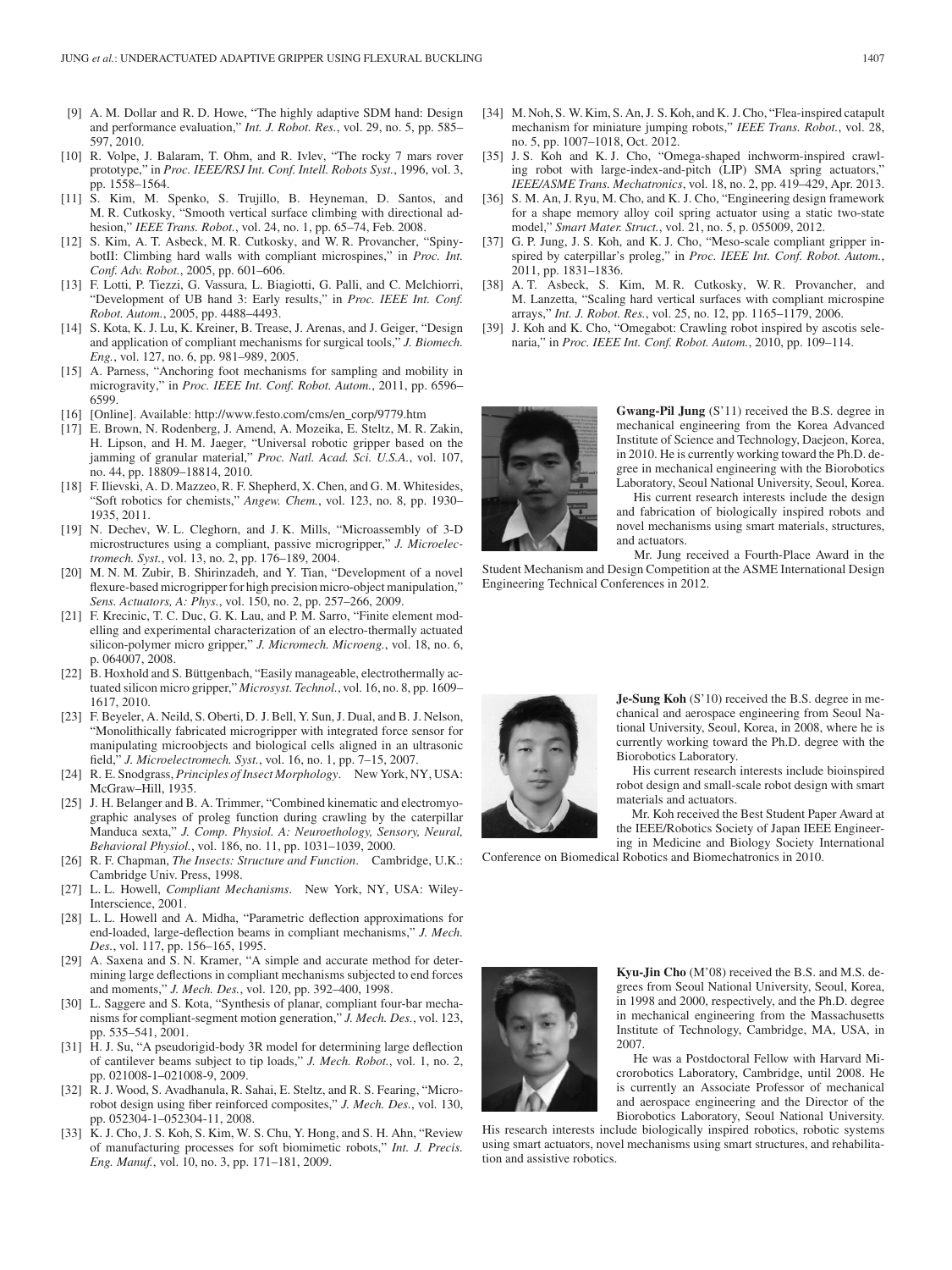[9] A. M. Dollar and R. D. Howe, "The highly adaptive SDM hand: Design and performance evaluation," *Int. J. Robot. Res.*, vol. 29, no. 5, pp. 585–597, 2010.

[10] R. Volpe, J. Balaram, T. Ohm, and R. Ivlev, "The rocky 7 mars rover prototype," in *Proc. IEEE/RSJ Int. Conf. Intell. Robots Syst.*, 1996, vol. 3, pp. 1558–1564.

[11] S. Kim, M. Spenko, S. Trujillo, B. Heyneman, D. Santos, and M. R. Cutkosky, "Smooth vertical surface climbing with directional adhesion," *IEEE Trans. Robot.*, vol. 24, no. 1, pp. 65–74, Feb. 2008.

[12] S. Kim, A. T. Asbeck, M. R. Cutkosky, and W. R. Provancher, "SpinybotII: Climbing hard walls with compliant microspines," in *Proc. Int. Conf. Adv. Robot.*, 2005, pp. 601–606.

[13] F. Lotti, P. Tiezzi, G. Vassura, L. Biagiotti, G. Palli, and C. Melchiorri, "Development of UB hand 3: Early results," in *Proc. IEEE Int. Conf. Robot. Autom.*, 2005, pp. 4488–4493.

[14] S. Kota, K. J. Lu, K. Kreiner, B. Trease, J. Arenas, and J. Geiger, "Design and application of compliant mechanisms for surgical tools," *J. Biomech. Eng.*, vol. 127, no. 6, pp. 981–989, 2005.

[15] A. Parness, "Anchoring foot mechanisms for sampling and mobility in microgravity," in *Proc. IEEE Int. Conf. Robot. Autom.*, 2011, pp. 6596–6599.

[16] [Online]. Available: http://www.festo.com/cms/en_corp/9779.htm

[17] E. Brown, N. Rodenberg, J. Amend, A. Mozeika, E. Steltz, M. R. Zakin, H. Lipson, and H. M. Jaeger, "Universal robotic gripper based on the jamming of granular material," *Proc. Natl. Acad. Sci. U.S.A.*, vol. 107, no. 44, pp. 18809–18814, 2010.

[18] F. Ilievski, A. D. Mazzeo, R. F. Shepherd, X. Chen, and G. M. Whitesides, "Soft robotics for chemists," *Angew. Chem.*, vol. 123, no. 8, pp. 1930–1935, 2011.

[19] N. Dechev, W. L. Cleghorn, and J. K. Mills, "Microassembly of 3-D microstructures using a compliant, passive microgripper," *J. Microelectromech. Syst.*, vol. 13, no. 2, pp. 176–189, 2004.

[20] M. N. M. Zubir, B. Shirinzadeh, and Y. Tian, "Development of a novel flexure-based microgripper for high precision micro-object manipulation," *Sens. Actuators, A: Phys.*, vol. 150, no. 2, pp. 257–266, 2009.

[21] F. Krecinic, T. C. Duc, G. K. Lau, and P. M. Sarro, "Finite element modelling and experimental characterization of an electro-thermally actuated silicon-polymer micro gripper," *J. Micromech. Microeng.*, vol. 18, no. 6, p. 064007, 2008.

[22] B. Hoxhold and S. Büttgenbach, "Easily manageable, electrothermally actuated silicon micro gripper," *Microsyst. Technol.*, vol. 16, no. 8, pp. 1609–1617, 2010.

[23] F. Beyeler, A. Neild, S. Oberti, D. J. Bell, Y. Sun, J. Dual, and B. J. Nelson, "Monolithically fabricated microgripper with integrated force sensor for manipulating microobjects and biological cells aligned in an ultrasonic field," *J. Microelectromech. Syst.*, vol. 16, no. 1, pp. 7–15, 2007.

[24] R. E. Snodgrass, *Principles of Insect Morphology*. New York, NY, USA: McGraw–Hill, 1935.

[25] J. H. Belanger and B. A. Trimmer, "Combined kinematic and electromyographic analyses of proleg function during crawling by the caterpillar Manduca sexta," *J. Comp. Physiol. A: Neuroethology, Sensory, Neural, Behavioral Physiol.*, vol. 186, no. 11, pp. 1031–1039, 2000.

[26] R. F. Chapman, *The Insects: Structure and Function*. Cambridge, U.K.: Cambridge Univ. Press, 1998.

[27] L. L. Howell, *Compliant Mechanisms*. New York, NY, USA: Wiley-Interscience, 2001.

[28] L. L. Howell and A. Midha, "Parametric deflection approximations for end-loaded, large-deflection beams in compliant mechanisms," *J. Mech. Des.*, vol. 117, pp. 156–165, 1995.

[29] A. Saxena and S. N. Kramer, "A simple and accurate method for determining large deflections in compliant mechanisms subjected to end forces and moments," *J. Mech. Des.*, vol. 120, pp. 392–400, 1998.

[30] L. Saggere and S. Kota, "Synthesis of planar, compliant four-bar mechanisms for compliant-segment motion generation," *J. Mech. Des.*, vol. 123, pp. 535–541, 2001.

[31] H. J. Su, "A pseudorigid-body 3R model for determining large deflection of cantilever beams subject to tip loads," *J. Mech. Robot.*, vol. 1, no. 2, pp. 021008-1–021008-9, 2009.

[32] R. J. Wood, S. Avadhanula, R. Sahai, E. Steltz, and R. S. Fearing, "Microrobot design using fiber reinforced composites," *J. Mech. Des.*, vol. 130, pp. 052304-1–052304-11, 2008.

[33] K. J. Cho, J. S. Koh, S. Kim, W. S. Chu, Y. Hong, and S. H. Ahn, "Review of manufacturing processes for soft biomimetic robots," *Int. J. Precis. Eng. Manuf.*, vol. 10, no. 3, pp. 171–181, 2009.

[34] M. Noh, S. W. Kim, S. An, J. S. Koh, and K. J. Cho, "Flea-inspired catapult mechanism for miniature jumping robots," *IEEE Trans. Robot.*, vol. 28, no. 5, pp. 1007–1018, Oct. 2012.

[35] J. S. Koh and K. J. Cho, "Omega-shaped inchworm-inspired crawling robot with large-index-and-pitch (LIP) SMA spring actuators," *IEEE/ASME Trans. Mechatronics*, vol. 18, no. 2, pp. 419–429, Apr. 2013.

[36] S. M. An, J. Ryu, M. Cho, and K. J. Cho, "Engineering design framework for a shape memory alloy coil spring actuator using a static two-state model," *Smart Mater. Struct.*, vol. 21, no. 5, p. 055009, 2012.

[37] G. P. Jung, J. S. Koh, and K. J. Cho, "Meso-scale compliant gripper inspired by caterpillar's proleg," in *Proc. IEEE Int. Conf. Robot. Autom.*, 2011, pp. 1831–1836.

[38] A. T. Asbeck, S. Kim, M. R. Cutkosky, W. R. Provancher, and M. Lanzetta, "Scaling hard vertical surfaces with compliant microspine arrays," *Int. J. Robot. Res.*, vol. 25, no. 12, pp. 1165–1179, 2006.

[39] J. Koh and K. Cho, "Omegabot: Crawling robot inspired by ascotis selenaria," in *Proc. IEEE Int. Conf. Robot. Autom.*, 2010, pp. 109–114.

**Gwang-Pil Jung** (S'11) received the B.S. degree in mechanical engineering from the Korea Advanced Institute of Science and Technology, Daejeon, Korea, in 2010. He is currently working toward the Ph.D. degree in mechanical engineering with the Biorobotics Laboratory, Seoul National University, Seoul, Korea.

His current research interests include the design and fabrication of biologically inspired robots and novel mechanisms using smart materials, structures, and actuators.

Mr. Jung received a Fourth-Place Award in the Student Mechanism and Design Competition at the ASME International Design Engineering Technical Conferences in 2012.

**Je-Sung Koh** (S'10) received the B.S. degree in mechanical and aerospace engineering from Seoul National University, Seoul, Korea, in 2008, where he is currently working toward the Ph.D. degree with the Biorobotics Laboratory.

His current research interests include bioinspired robot design and small-scale robot design with smart materials and actuators.

Mr. Koh received the Best Student Paper Award at the IEEE/Robotics Society of Japan IEEE Engineering in Medicine and Biology Society International Conference on Biomedical Robotics and Biomechatronics in 2010.

**Kyu-Jin Cho** (M'08) received the B.S. and M.S. degrees from Seoul National University, Seoul, Korea, in 1998 and 2000, respectively, and the Ph.D. degree in mechanical engineering from the Massachusetts Institute of Technology, Cambridge, MA, USA, in 2007.

He was a Postdoctoral Fellow with Harvard Microrobotics Laboratory, Cambridge, until 2008. He is currently an Associate Professor of mechanical and aerospace engineering and the Director of the Biorobotics Laboratory, Seoul National University. His research interests include biologically inspired robotics, robotic systems using smart actuators, novel mechanisms using smart structures, and rehabilitation and assistive robotics.